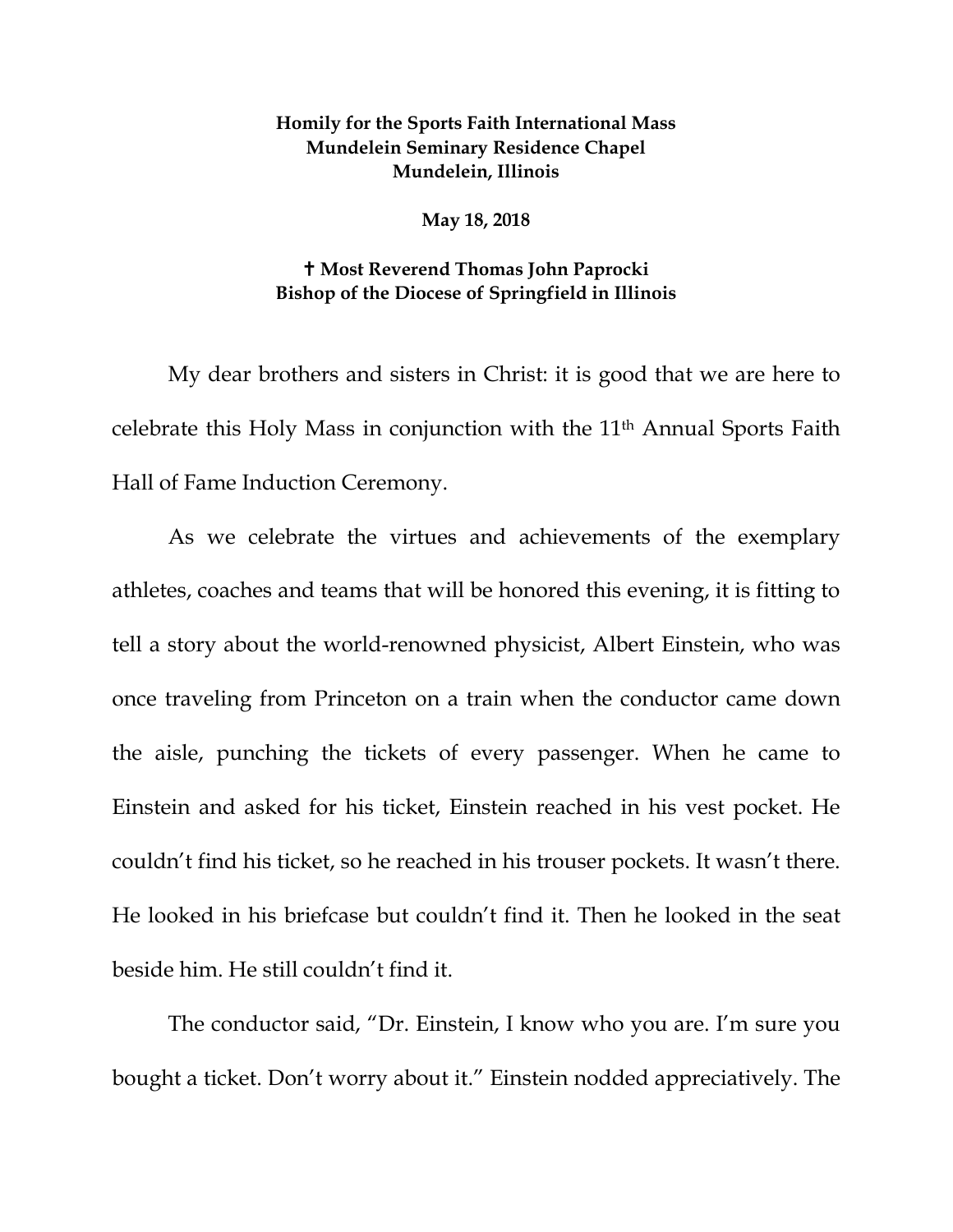**Homily for the Sports Faith International Mass**
**Mundelein Seminary Residence Chapel**
**Mundelein, Illinois**

**May 18, 2018**

**✝ Most Reverend Thomas John Paprocki**
**Bishop of the Diocese of Springfield in Illinois**

My dear brothers and sisters in Christ: it is good that we are here to celebrate this Holy Mass in conjunction with the 11th Annual Sports Faith Hall of Fame Induction Ceremony.

As we celebrate the virtues and achievements of the exemplary athletes, coaches and teams that will be honored this evening, it is fitting to tell a story about the world-renowned physicist, Albert Einstein, who was once traveling from Princeton on a train when the conductor came down the aisle, punching the tickets of every passenger. When he came to Einstein and asked for his ticket, Einstein reached in his vest pocket. He couldn't find his ticket, so he reached in his trouser pockets. It wasn't there. He looked in his briefcase but couldn't find it. Then he looked in the seat beside him. He still couldn't find it.

The conductor said, "Dr. Einstein, I know who you are. I'm sure you bought a ticket. Don't worry about it." Einstein nodded appreciatively. The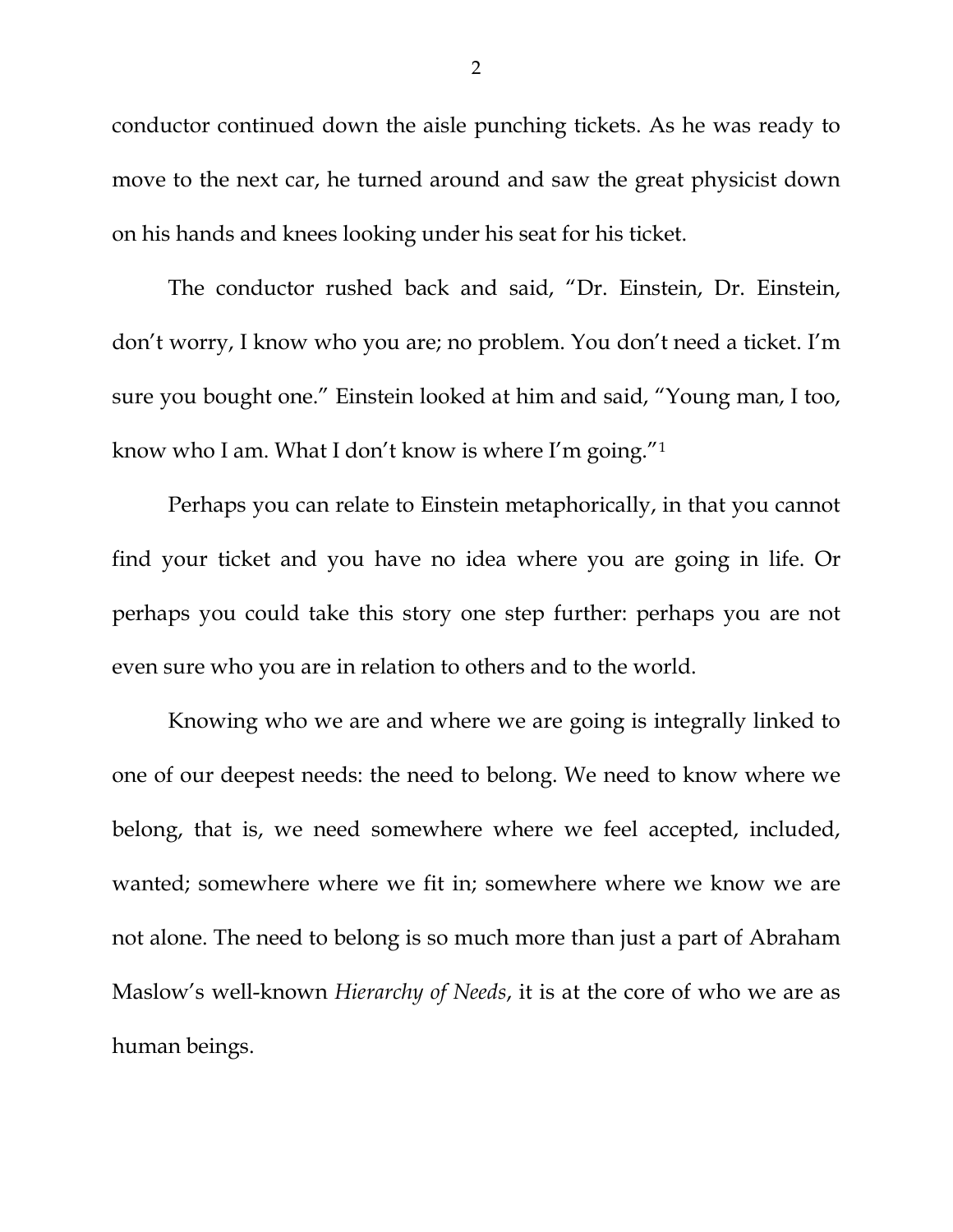conductor continued down the aisle punching tickets. As he was ready to move to the next car, he turned around and saw the great physicist down on his hands and knees looking under his seat for his ticket.

The conductor rushed back and said, "Dr. Einstein, Dr. Einstein, don't worry, I know who you are; no problem. You don't need a ticket. I'm sure you bought one." Einstein looked at him and said, "Young man, I too, know who I am. What I don't know is where I'm going."[1]

Perhaps you can relate to Einstein metaphorically, in that you cannot find your ticket and you have no idea where you are going in life. Or perhaps you could take this story one step further: perhaps you are not even sure who you are in relation to others and to the world.

Knowing who we are and where we are going is integrally linked to one of our deepest needs: the need to belong. We need to know where we belong, that is, we need somewhere where we feel accepted, included, wanted; somewhere where we fit in; somewhere where we know we are not alone. The need to belong is so much more than just a part of Abraham Maslow's well-known *Hierarchy of Needs*, it is at the core of who we are as human beings.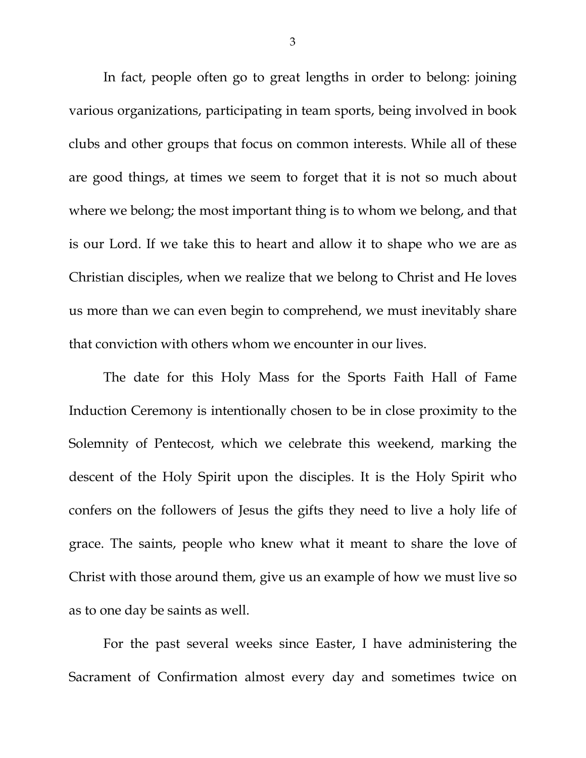In fact, people often go to great lengths in order to belong: joining various organizations, participating in team sports, being involved in book clubs and other groups that focus on common interests. While all of these are good things, at times we seem to forget that it is not so much about where we belong; the most important thing is to whom we belong, and that is our Lord. If we take this to heart and allow it to shape who we are as Christian disciples, when we realize that we belong to Christ and He loves us more than we can even begin to comprehend, we must inevitably share that conviction with others whom we encounter in our lives.

The date for this Holy Mass for the Sports Faith Hall of Fame Induction Ceremony is intentionally chosen to be in close proximity to the Solemnity of Pentecost, which we celebrate this weekend, marking the descent of the Holy Spirit upon the disciples. It is the Holy Spirit who confers on the followers of Jesus the gifts they need to live a holy life of grace. The saints, people who knew what it meant to share the love of Christ with those around them, give us an example of how we must live so as to one day be saints as well.

For the past several weeks since Easter, I have administering the Sacrament of Confirmation almost every day and sometimes twice on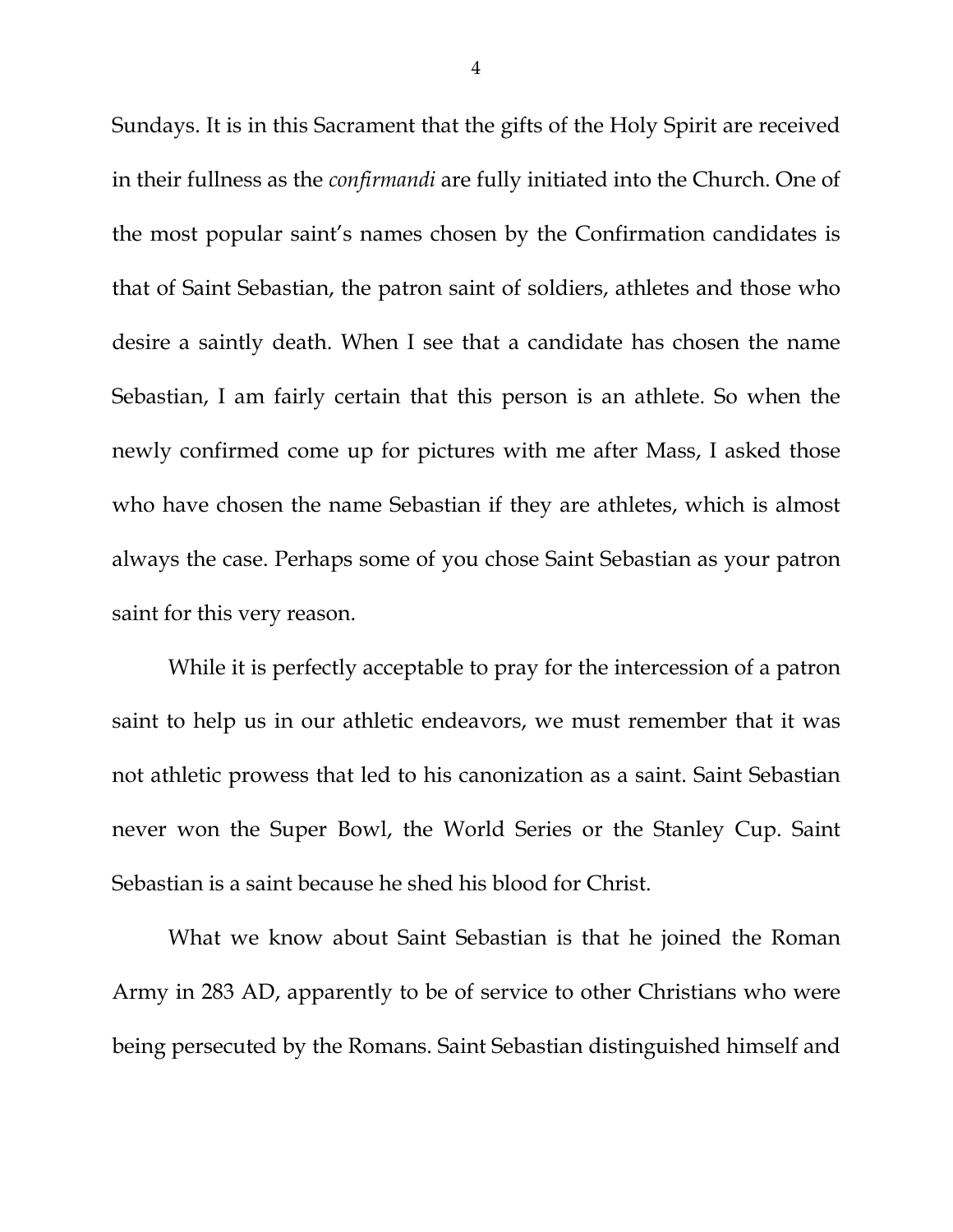Sundays. It is in this Sacrament that the gifts of the Holy Spirit are received in their fullness as the *confirmandi* are fully initiated into the Church. One of the most popular saint's names chosen by the Confirmation candidates is that of Saint Sebastian, the patron saint of soldiers, athletes and those who desire a saintly death. When I see that a candidate has chosen the name Sebastian, I am fairly certain that this person is an athlete. So when the newly confirmed come up for pictures with me after Mass, I asked those who have chosen the name Sebastian if they are athletes, which is almost always the case. Perhaps some of you chose Saint Sebastian as your patron saint for this very reason.

While it is perfectly acceptable to pray for the intercession of a patron saint to help us in our athletic endeavors, we must remember that it was not athletic prowess that led to his canonization as a saint. Saint Sebastian never won the Super Bowl, the World Series or the Stanley Cup. Saint Sebastian is a saint because he shed his blood for Christ.

What we know about Saint Sebastian is that he joined the Roman Army in 283 AD, apparently to be of service to other Christians who were being persecuted by the Romans. Saint Sebastian distinguished himself and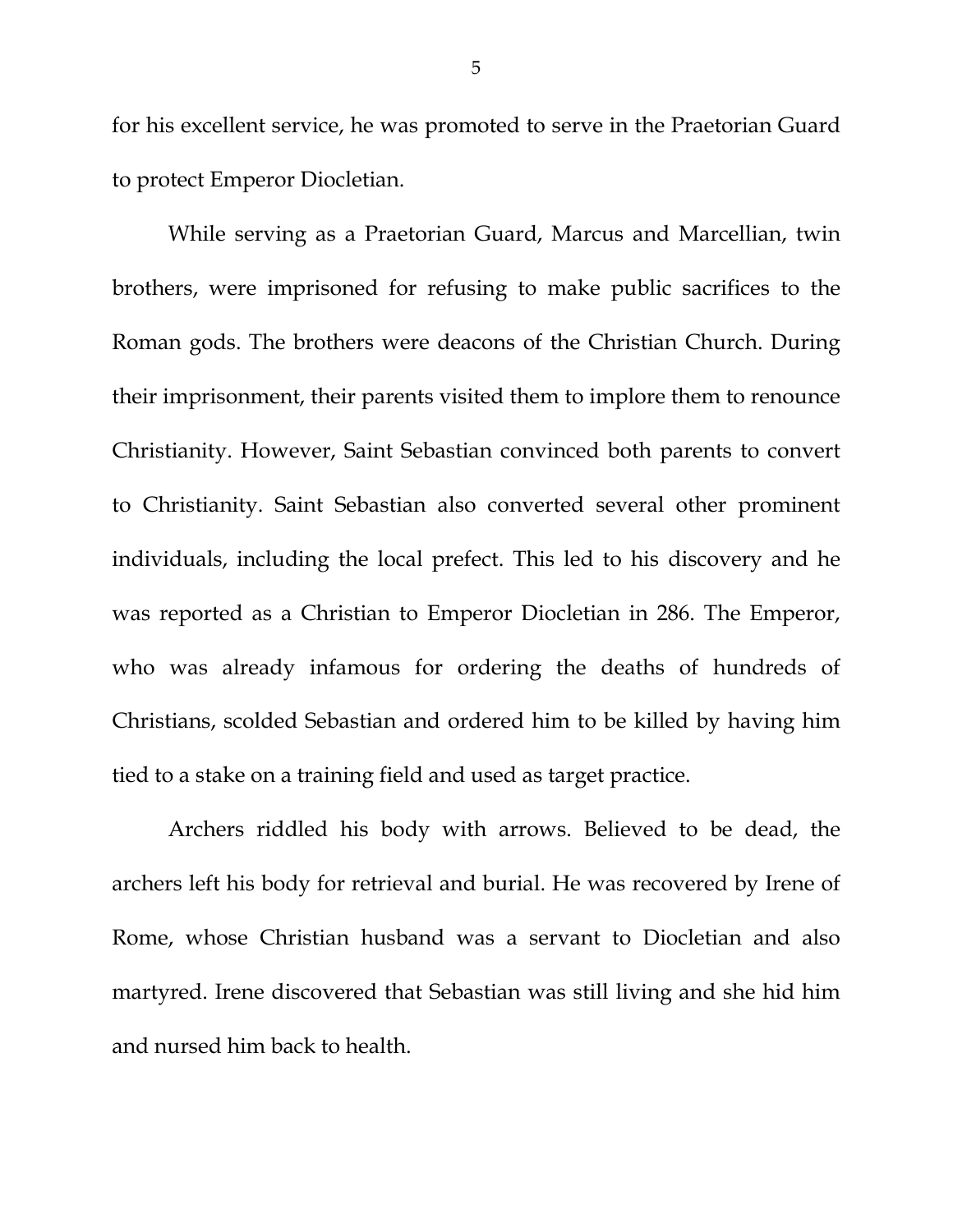for his excellent service, he was promoted to serve in the Praetorian Guard to protect Emperor Diocletian.

While serving as a Praetorian Guard, Marcus and Marcellian, twin brothers, were imprisoned for refusing to make public sacrifices to the Roman gods. The brothers were deacons of the Christian Church. During their imprisonment, their parents visited them to implore them to renounce Christianity. However, Saint Sebastian convinced both parents to convert to Christianity. Saint Sebastian also converted several other prominent individuals, including the local prefect. This led to his discovery and he was reported as a Christian to Emperor Diocletian in 286. The Emperor, who was already infamous for ordering the deaths of hundreds of Christians, scolded Sebastian and ordered him to be killed by having him tied to a stake on a training field and used as target practice.

Archers riddled his body with arrows. Believed to be dead, the archers left his body for retrieval and burial. He was recovered by Irene of Rome, whose Christian husband was a servant to Diocletian and also martyred. Irene discovered that Sebastian was still living and she hid him and nursed him back to health.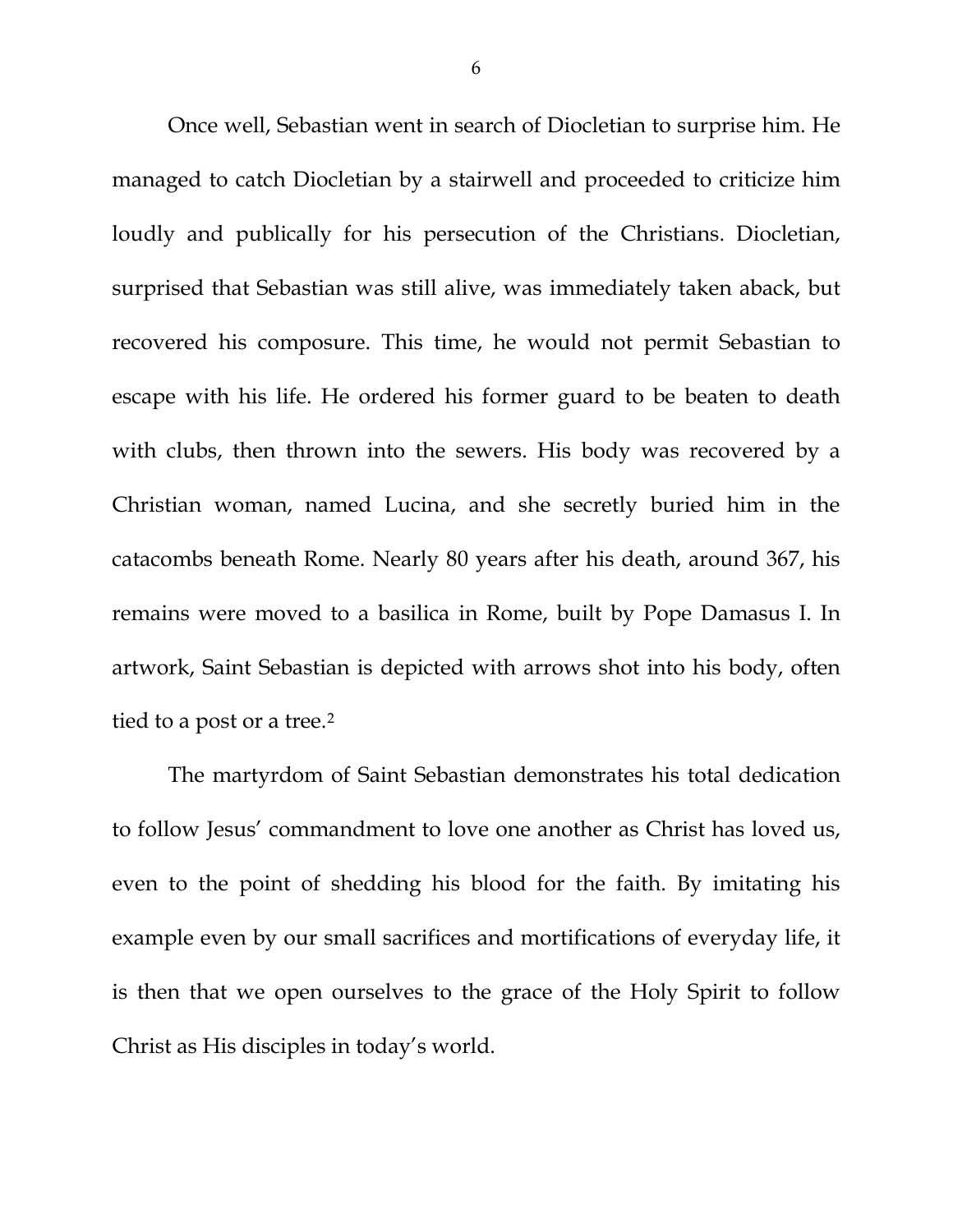Once well, Sebastian went in search of Diocletian to surprise him. He managed to catch Diocletian by a stairwell and proceeded to criticize him loudly and publically for his persecution of the Christians. Diocletian, surprised that Sebastian was still alive, was immediately taken aback, but recovered his composure. This time, he would not permit Sebastian to escape with his life. He ordered his former guard to be beaten to death with clubs, then thrown into the sewers. His body was recovered by a Christian woman, named Lucina, and she secretly buried him in the catacombs beneath Rome. Nearly 80 years after his death, around 367, his remains were moved to a basilica in Rome, built by Pope Damasus I. In artwork, Saint Sebastian is depicted with arrows shot into his body, often tied to a post or a tree.[2]

The martyrdom of Saint Sebastian demonstrates his total dedication to follow Jesus' commandment to love one another as Christ has loved us, even to the point of shedding his blood for the faith. By imitating his example even by our small sacrifices and mortifications of everyday life, it is then that we open ourselves to the grace of the Holy Spirit to follow Christ as His disciples in today's world.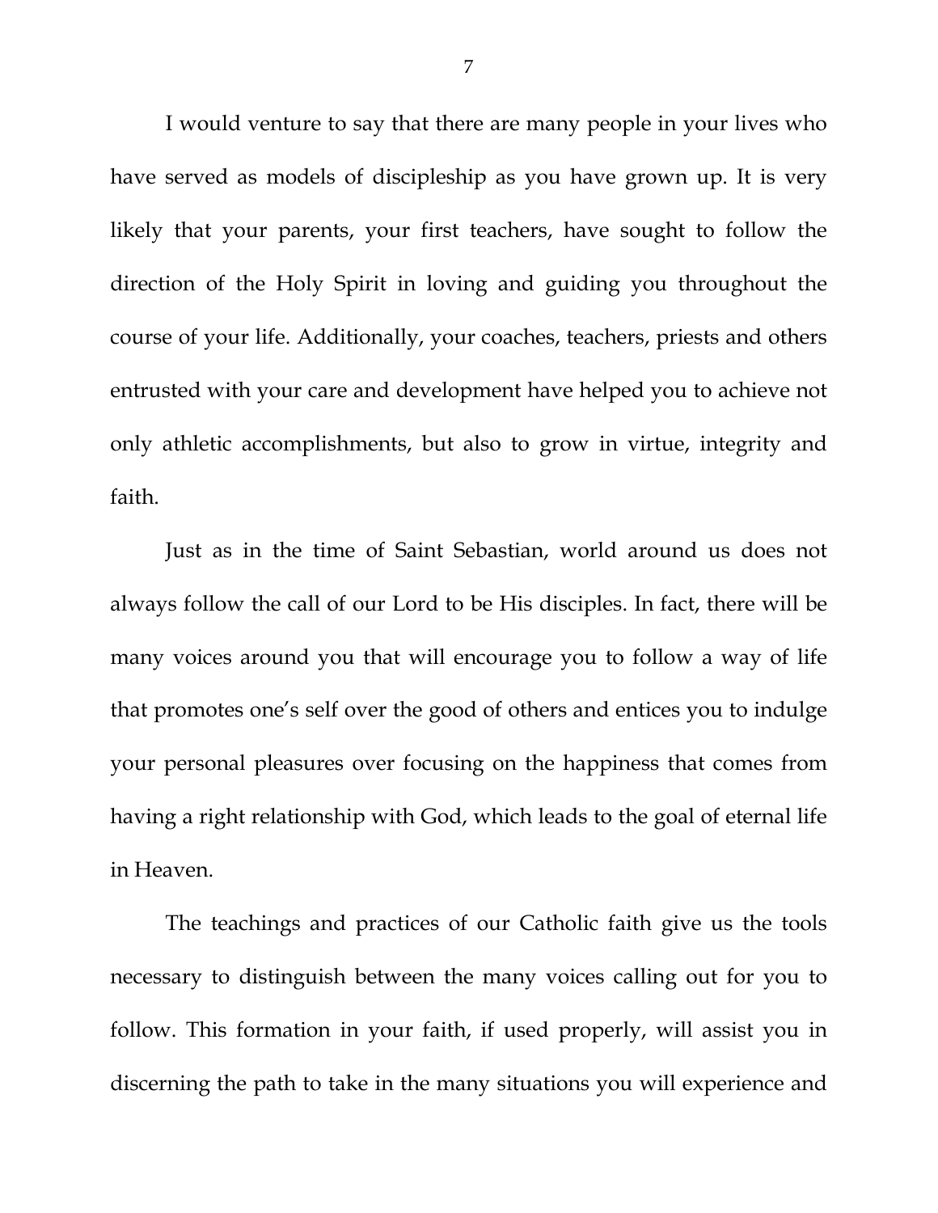I would venture to say that there are many people in your lives who have served as models of discipleship as you have grown up. It is very likely that your parents, your first teachers, have sought to follow the direction of the Holy Spirit in loving and guiding you throughout the course of your life. Additionally, your coaches, teachers, priests and others entrusted with your care and development have helped you to achieve not only athletic accomplishments, but also to grow in virtue, integrity and faith.

Just as in the time of Saint Sebastian, world around us does not always follow the call of our Lord to be His disciples. In fact, there will be many voices around you that will encourage you to follow a way of life that promotes one's self over the good of others and entices you to indulge your personal pleasures over focusing on the happiness that comes from having a right relationship with God, which leads to the goal of eternal life in Heaven.

The teachings and practices of our Catholic faith give us the tools necessary to distinguish between the many voices calling out for you to follow. This formation in your faith, if used properly, will assist you in discerning the path to take in the many situations you will experience and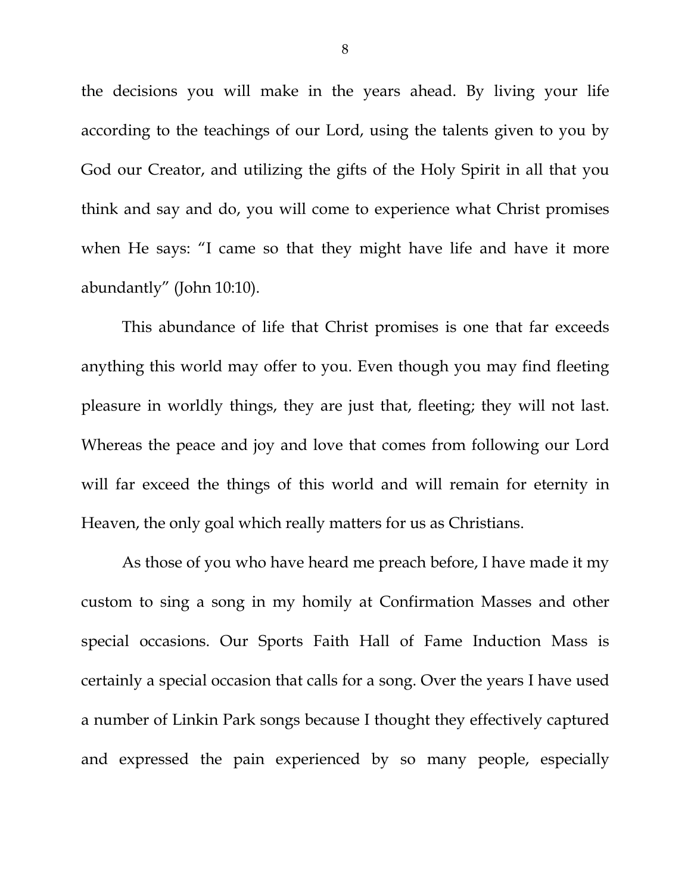the decisions you will make in the years ahead. By living your life according to the teachings of our Lord, using the talents given to you by God our Creator, and utilizing the gifts of the Holy Spirit in all that you think and say and do, you will come to experience what Christ promises when He says: "I came so that they might have life and have it more abundantly" (John 10:10).

This abundance of life that Christ promises is one that far exceeds anything this world may offer to you. Even though you may find fleeting pleasure in worldly things, they are just that, fleeting; they will not last. Whereas the peace and joy and love that comes from following our Lord will far exceed the things of this world and will remain for eternity in Heaven, the only goal which really matters for us as Christians.

As those of you who have heard me preach before, I have made it my custom to sing a song in my homily at Confirmation Masses and other special occasions. Our Sports Faith Hall of Fame Induction Mass is certainly a special occasion that calls for a song. Over the years I have used a number of Linkin Park songs because I thought they effectively captured and expressed the pain experienced by so many people, especially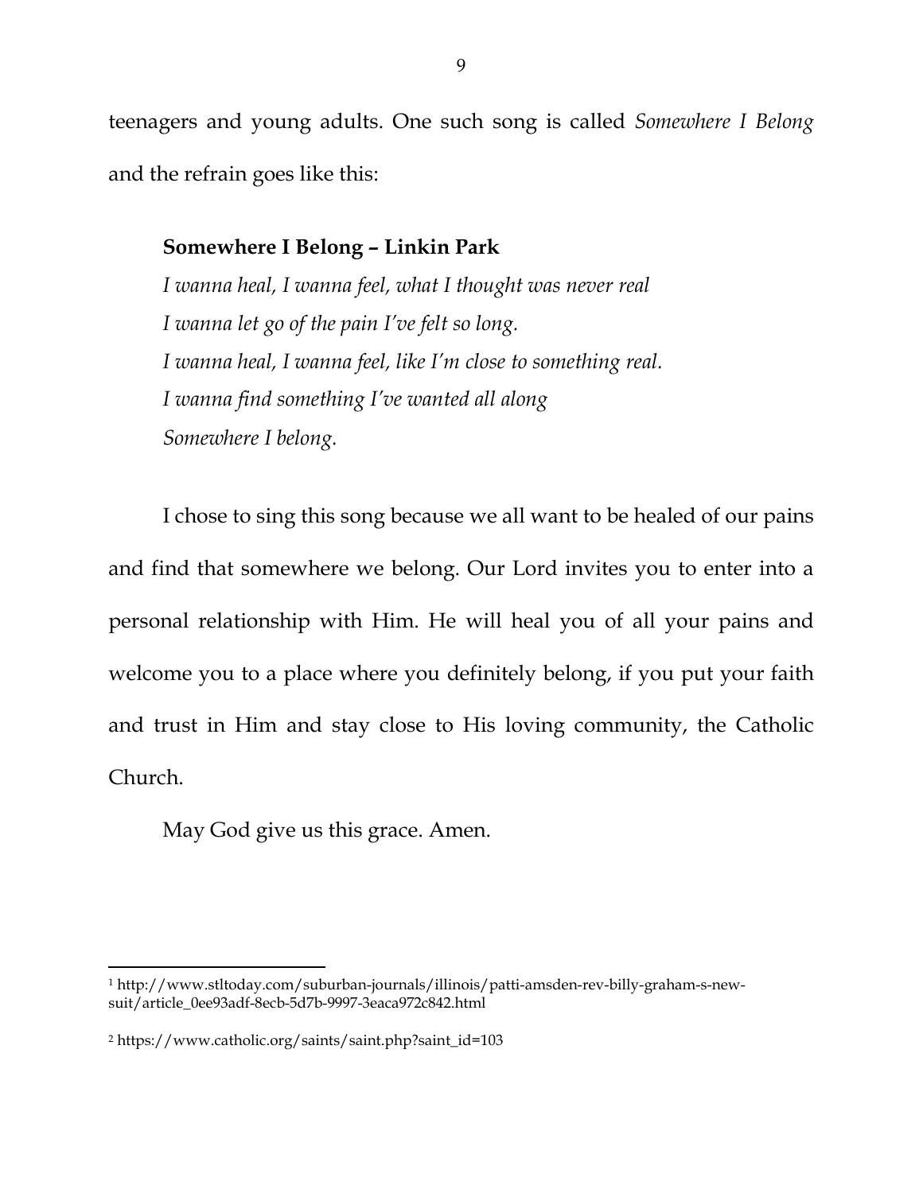teenagers and young adults. One such song is called *Somewhere I Belong* and the refrain goes like this:

**Somewhere I Belong – Linkin Park**

*I wanna heal, I wanna feel, what I thought was never real*
*I wanna let go of the pain I've felt so long.*
*I wanna heal, I wanna feel, like I'm close to something real.*
*I wanna find something I've wanted all along*
*Somewhere I belong.*

I chose to sing this song because we all want to be healed of our pains and find that somewhere we belong. Our Lord invites you to enter into a personal relationship with Him. He will heal you of all your pains and welcome you to a place where you definitely belong, if you put your faith and trust in Him and stay close to His loving community, the Catholic Church.

May God give us this grace. Amen.

---

[1] http://www.stltoday.com/suburban-journals/illinois/patti-amsden-rev-billy-graham-s-new-suit/article_0ee93adf-8ecb-5d7b-9997-3eaca972c842.html

[2] https://www.catholic.org/saints/saint.php?saint_id=103